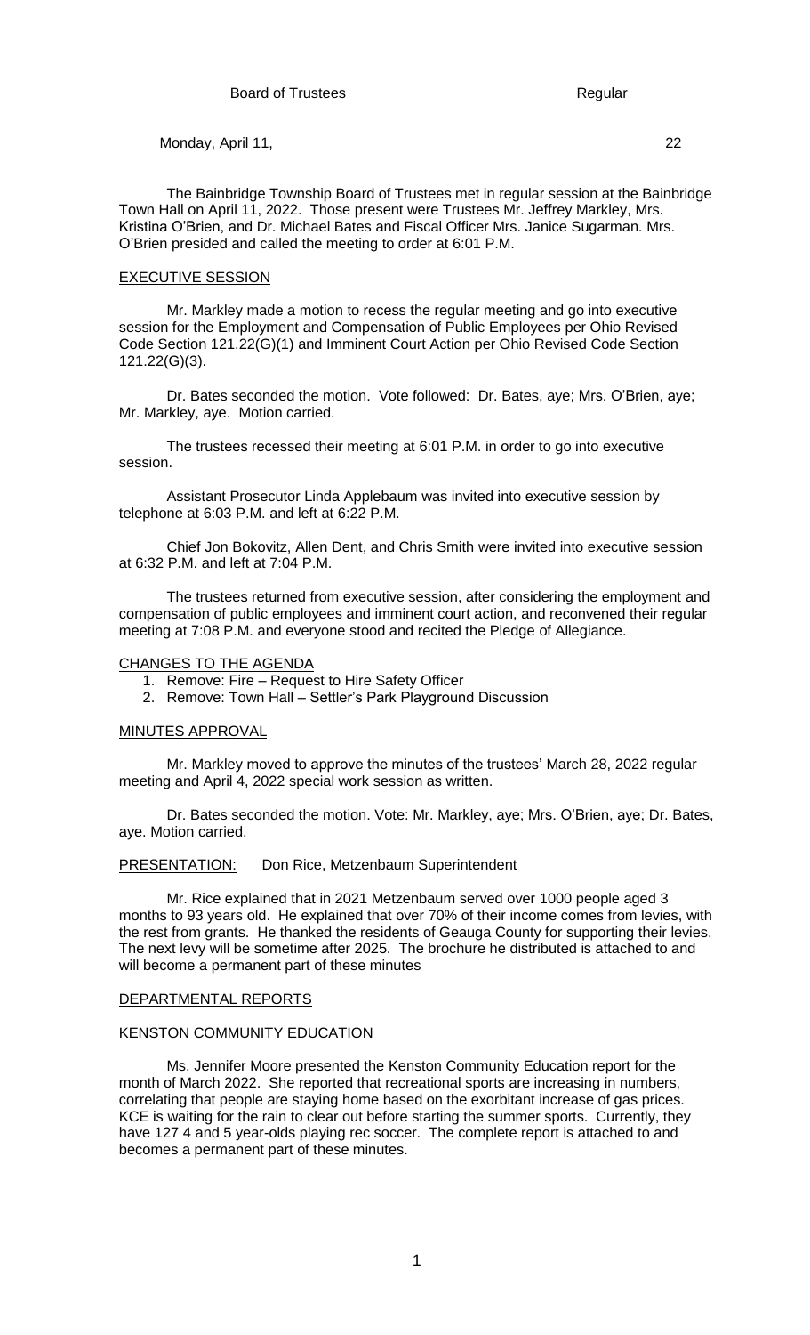Board of Trustees Regular

Monday, April 11, 22

The Bainbridge Township Board of Trustees met in regular session at the Bainbridge Town Hall on April 11, 2022. Those present were Trustees Mr. Jeffrey Markley, Mrs. Kristina O'Brien, and Dr. Michael Bates and Fiscal Officer Mrs. Janice Sugarman. Mrs. O'Brien presided and called the meeting to order at 6:01 P.M.

## EXECUTIVE SESSION

Mr. Markley made a motion to recess the regular meeting and go into executive session for the Employment and Compensation of Public Employees per Ohio Revised Code Section 121.22(G)(1) and Imminent Court Action per Ohio Revised Code Section 121.22(G)(3).

Dr. Bates seconded the motion. Vote followed: Dr. Bates, aye; Mrs. O'Brien, aye; Mr. Markley, aye. Motion carried.

The trustees recessed their meeting at 6:01 P.M. in order to go into executive session.

Assistant Prosecutor Linda Applebaum was invited into executive session by telephone at 6:03 P.M. and left at 6:22 P.M.

Chief Jon Bokovitz, Allen Dent, and Chris Smith were invited into executive session at 6:32 P.M. and left at 7:04 P.M.

The trustees returned from executive session, after considering the employment and compensation of public employees and imminent court action, and reconvened their regular meeting at 7:08 P.M. and everyone stood and recited the Pledge of Allegiance.

## CHANGES TO THE AGENDA

1. Remove: Fire – Request to Hire Safety Officer
2. Remove: Town Hall – Settler's Park Playground Discussion

## MINUTES APPROVAL

Mr. Markley moved to approve the minutes of the trustees' March 28, 2022 regular meeting and April 4, 2022 special work session as written.

Dr. Bates seconded the motion. Vote: Mr. Markley, aye; Mrs. O'Brien, aye; Dr. Bates, aye. Motion carried.

## PRESENTATION: Don Rice, Metzenbaum Superintendent

Mr. Rice explained that in 2021 Metzenbaum served over 1000 people aged 3 months to 93 years old. He explained that over 70% of their income comes from levies, with the rest from grants. He thanked the residents of Geauga County for supporting their levies. The next levy will be sometime after 2025. The brochure he distributed is attached to and will become a permanent part of these minutes

## DEPARTMENTAL REPORTS

## KENSTON COMMUNITY EDUCATION

Ms. Jennifer Moore presented the Kenston Community Education report for the month of March 2022. She reported that recreational sports are increasing in numbers, correlating that people are staying home based on the exorbitant increase of gas prices. KCE is waiting for the rain to clear out before starting the summer sports. Currently, they have 127 4 and 5 year-olds playing rec soccer. The complete report is attached to and becomes a permanent part of these minutes.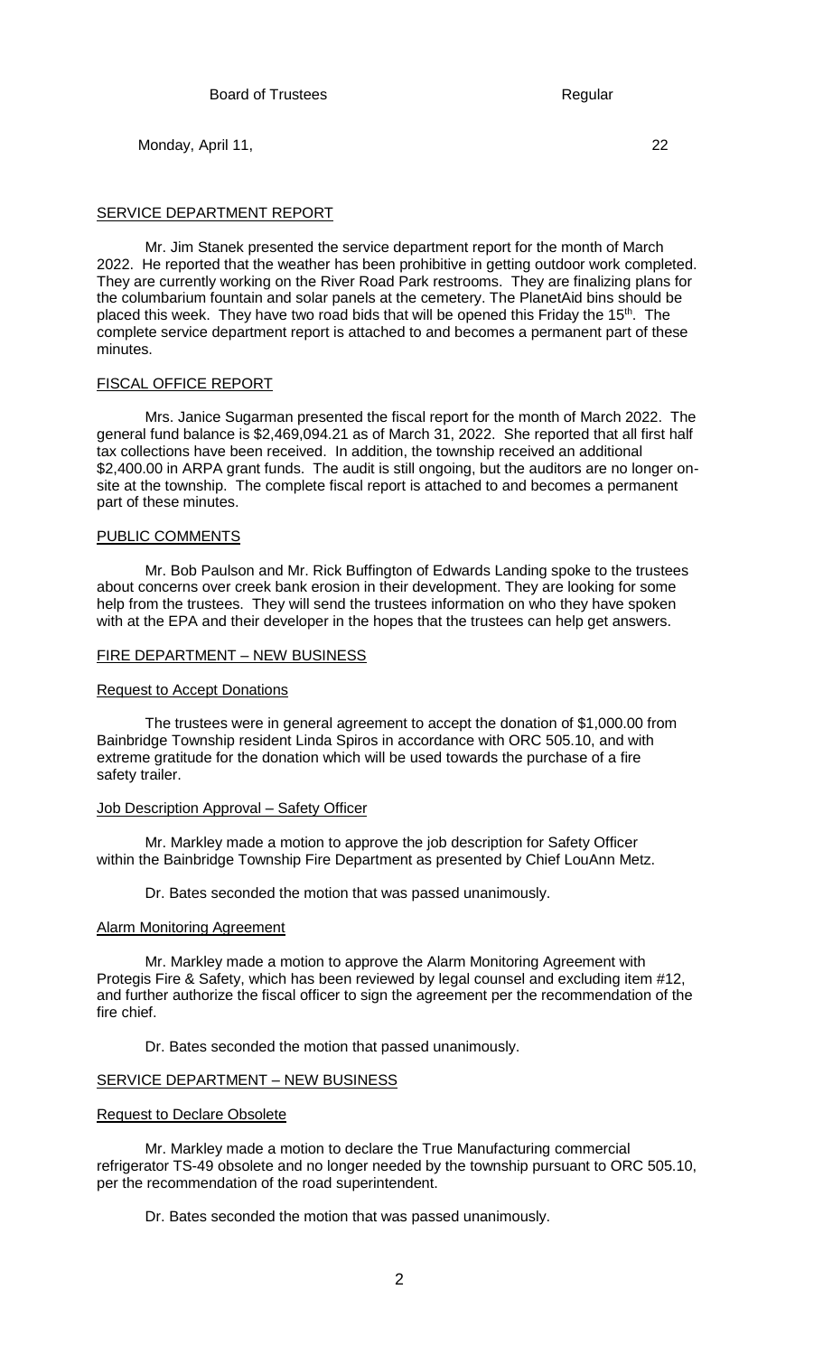## SERVICE DEPARTMENT REPORT

Mr. Jim Stanek presented the service department report for the month of March 2022. He reported that the weather has been prohibitive in getting outdoor work completed. They are currently working on the River Road Park restrooms. They are finalizing plans for the columbarium fountain and solar panels at the cemetery. The PlanetAid bins should be placed this week. They have two road bids that will be opened this Friday the 15th. The complete service department report is attached to and becomes a permanent part of these minutes.

## FISCAL OFFICE REPORT

Mrs. Janice Sugarman presented the fiscal report for the month of March 2022. The general fund balance is $2,469,094.21 as of March 31, 2022. She reported that all first half tax collections have been received. In addition, the township received an additional $2,400.00 in ARPA grant funds. The audit is still ongoing, but the auditors are no longer on-site at the township. The complete fiscal report is attached to and becomes a permanent part of these minutes.

## PUBLIC COMMENTS

Mr. Bob Paulson and Mr. Rick Buffington of Edwards Landing spoke to the trustees about concerns over creek bank erosion in their development. They are looking for some help from the trustees. They will send the trustees information on who they have spoken with at the EPA and their developer in the hopes that the trustees can help get answers.

## FIRE DEPARTMENT – NEW BUSINESS

### Request to Accept Donations

The trustees were in general agreement to accept the donation of $1,000.00 from Bainbridge Township resident Linda Spiros in accordance with ORC 505.10, and with extreme gratitude for the donation which will be used towards the purchase of a fire safety trailer.

### Job Description Approval – Safety Officer

Mr. Markley made a motion to approve the job description for Safety Officer within the Bainbridge Township Fire Department as presented by Chief LouAnn Metz.

Dr. Bates seconded the motion that was passed unanimously.

### Alarm Monitoring Agreement

Mr. Markley made a motion to approve the Alarm Monitoring Agreement with Protegis Fire & Safety, which has been reviewed by legal counsel and excluding item #12, and further authorize the fiscal officer to sign the agreement per the recommendation of the fire chief.

Dr. Bates seconded the motion that passed unanimously.

## SERVICE DEPARTMENT – NEW BUSINESS

### Request to Declare Obsolete

Mr. Markley made a motion to declare the True Manufacturing commercial refrigerator TS-49 obsolete and no longer needed by the township pursuant to ORC 505.10, per the recommendation of the road superintendent.

Dr. Bates seconded the motion that was passed unanimously.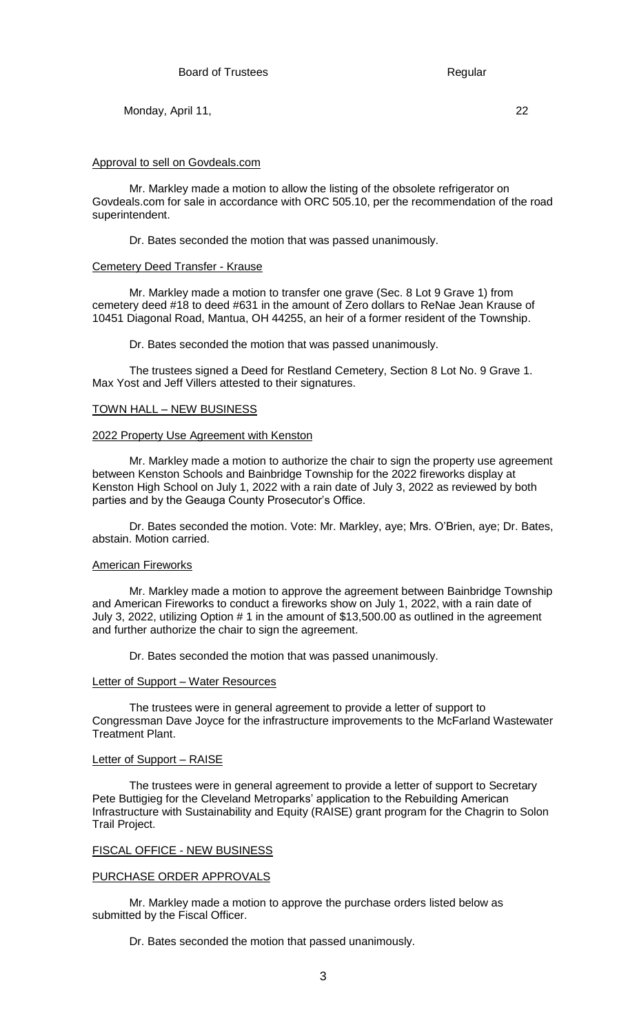Approval to sell on Govdeals.com

Mr. Markley made a motion to allow the listing of the obsolete refrigerator on Govdeals.com for sale in accordance with ORC 505.10, per the recommendation of the road superintendent.

Dr. Bates seconded the motion that was passed unanimously.

Cemetery Deed Transfer - Krause

Mr. Markley made a motion to transfer one grave (Sec. 8 Lot 9 Grave 1) from cemetery deed #18 to deed #631 in the amount of Zero dollars to ReNae Jean Krause of 10451 Diagonal Road, Mantua, OH 44255, an heir of a former resident of the Township.

Dr. Bates seconded the motion that was passed unanimously.

The trustees signed a Deed for Restland Cemetery, Section 8 Lot No. 9 Grave 1. Max Yost and Jeff Villers attested to their signatures.

TOWN HALL – NEW BUSINESS

2022 Property Use Agreement with Kenston

Mr. Markley made a motion to authorize the chair to sign the property use agreement between Kenston Schools and Bainbridge Township for the 2022 fireworks display at Kenston High School on July 1, 2022 with a rain date of July 3, 2022 as reviewed by both parties and by the Geauga County Prosecutor's Office.

Dr. Bates seconded the motion. Vote: Mr. Markley, aye; Mrs. O'Brien, aye; Dr. Bates, abstain. Motion carried.

American Fireworks

Mr. Markley made a motion to approve the agreement between Bainbridge Township and American Fireworks to conduct a fireworks show on July 1, 2022, with a rain date of July 3, 2022, utilizing Option # 1 in the amount of $13,500.00 as outlined in the agreement and further authorize the chair to sign the agreement.

Dr. Bates seconded the motion that was passed unanimously.

Letter of Support – Water Resources

The trustees were in general agreement to provide a letter of support to Congressman Dave Joyce for the infrastructure improvements to the McFarland Wastewater Treatment Plant.

Letter of Support – RAISE

The trustees were in general agreement to provide a letter of support to Secretary Pete Buttigieg for the Cleveland Metroparks' application to the Rebuilding American Infrastructure with Sustainability and Equity (RAISE) grant program for the Chagrin to Solon Trail Project.

FISCAL OFFICE - NEW BUSINESS

PURCHASE ORDER APPROVALS

Mr. Markley made a motion to approve the purchase orders listed below as submitted by the Fiscal Officer.

Dr. Bates seconded the motion that passed unanimously.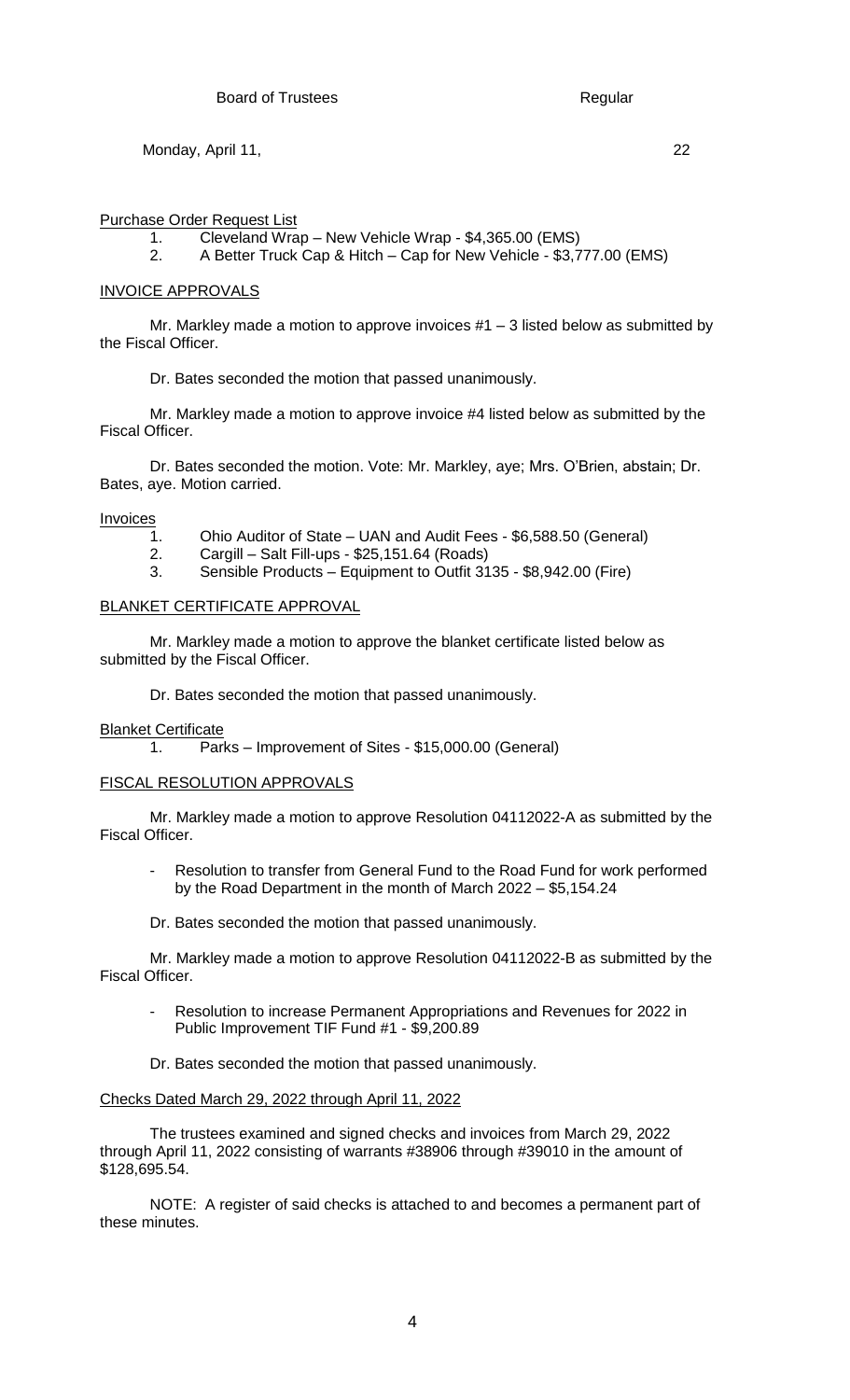Purchase Order Request List

1. Cleveland Wrap – New Vehicle Wrap - $4,365.00 (EMS)
2. A Better Truck Cap & Hitch – Cap for New Vehicle - $3,777.00 (EMS)

## INVOICE APPROVALS

Mr. Markley made a motion to approve invoices #1 – 3 listed below as submitted by the Fiscal Officer.

Dr. Bates seconded the motion that passed unanimously.

Mr. Markley made a motion to approve invoice #4 listed below as submitted by the Fiscal Officer.

Dr. Bates seconded the motion. Vote: Mr. Markley, aye; Mrs. O'Brien, abstain; Dr. Bates, aye. Motion carried.

Invoices

1. Ohio Auditor of State – UAN and Audit Fees - $6,588.50 (General)
2. Cargill – Salt Fill-ups - $25,151.64 (Roads)
3. Sensible Products – Equipment to Outfit 3135 - $8,942.00 (Fire)

## BLANKET CERTIFICATE APPROVAL

Mr. Markley made a motion to approve the blanket certificate listed below as submitted by the Fiscal Officer.

Dr. Bates seconded the motion that passed unanimously.

Blanket Certificate

1. Parks – Improvement of Sites - $15,000.00 (General)

## FISCAL RESOLUTION APPROVALS

Mr. Markley made a motion to approve Resolution 04112022-A as submitted by the Fiscal Officer.

- Resolution to transfer from General Fund to the Road Fund for work performed by the Road Department in the month of March 2022 – $5,154.24

Dr. Bates seconded the motion that passed unanimously.

Mr. Markley made a motion to approve Resolution 04112022-B as submitted by the Fiscal Officer.

- Resolution to increase Permanent Appropriations and Revenues for 2022 in Public Improvement TIF Fund #1 - $9,200.89

Dr. Bates seconded the motion that passed unanimously.

## Checks Dated March 29, 2022 through April 11, 2022

The trustees examined and signed checks and invoices from March 29, 2022 through April 11, 2022 consisting of warrants #38906 through #39010 in the amount of $128,695.54.

NOTE: A register of said checks is attached to and becomes a permanent part of these minutes.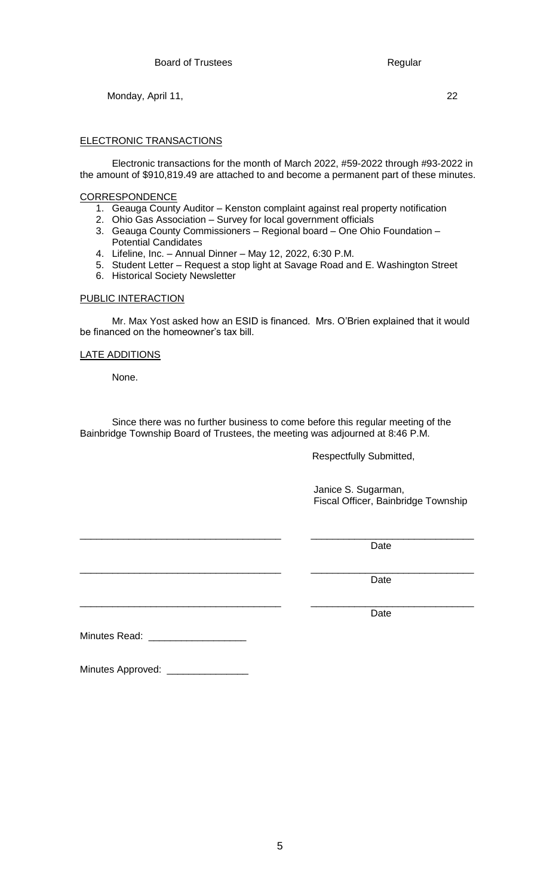## ELECTRONIC TRANSACTIONS

Electronic transactions for the month of March 2022, #59-2022 through #93-2022 in the amount of $910,819.49 are attached to and become a permanent part of these minutes.

## CORRESPONDENCE

1. Geauga County Auditor – Kenston complaint against real property notification
2. Ohio Gas Association – Survey for local government officials
3. Geauga County Commissioners – Regional board – One Ohio Foundation – Potential Candidates
4. Lifeline, Inc. – Annual Dinner – May 12, 2022, 6:30 P.M.
5. Student Letter – Request a stop light at Savage Road and E. Washington Street
6. Historical Society Newsletter

## PUBLIC INTERACTION

Mr. Max Yost asked how an ESID is financed. Mrs. O'Brien explained that it would be financed on the homeowner's tax bill.

## LATE ADDITIONS

None.

Since there was no further business to come before this regular meeting of the Bainbridge Township Board of Trustees, the meeting was adjourned at 8:46 P.M.

Respectfully Submitted,

Janice S. Sugarman,
Fiscal Officer, Bainbridge Township

\_\_\_\_\_\_\_\_\_\_\_\_\_\_\_\_\_\_\_\_\_\_\_\_\_\_\_\_\_\_\_\_\_\_\_\_ \_\_\_\_\_\_\_\_\_\_\_\_\_\_\_\_\_\_\_\_\_\_\_\_\_\_\_\_\_\_
Date

\_\_\_\_\_\_\_\_\_\_\_\_\_\_\_\_\_\_\_\_\_\_\_\_\_\_\_\_\_\_\_\_\_\_\_\_ \_\_\_\_\_\_\_\_\_\_\_\_\_\_\_\_\_\_\_\_\_\_\_\_\_\_\_\_\_\_
Date

\_\_\_\_\_\_\_\_\_\_\_\_\_\_\_\_\_\_\_\_\_\_\_\_\_\_\_\_\_\_\_\_\_\_\_\_ \_\_\_\_\_\_\_\_\_\_\_\_\_\_\_\_\_\_\_\_\_\_\_\_\_\_\_\_\_\_
Date

Minutes Read: \_\_\_\_\_\_\_\_\_\_\_\_\_\_\_\_\_\_

Minutes Approved: \_\_\_\_\_\_\_\_\_\_\_\_\_\_\_